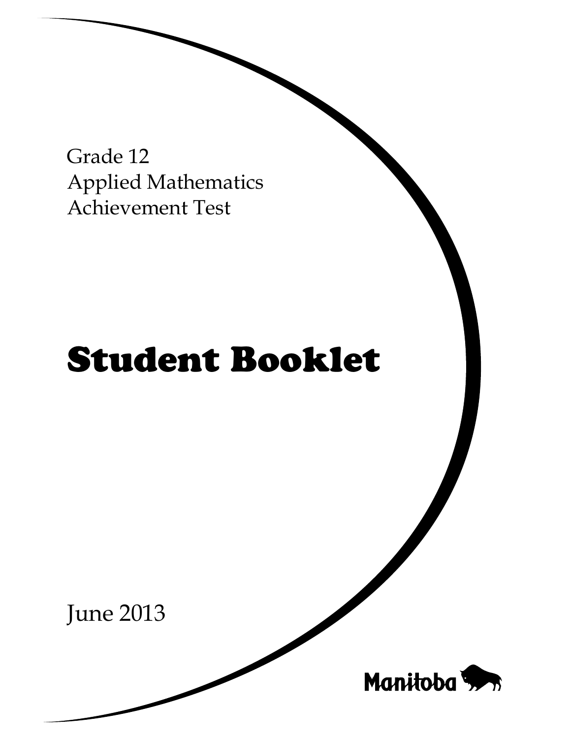Grade 12
Applied Mathematics
Achievement Test

# Student Booklet

June 2013

Manitoba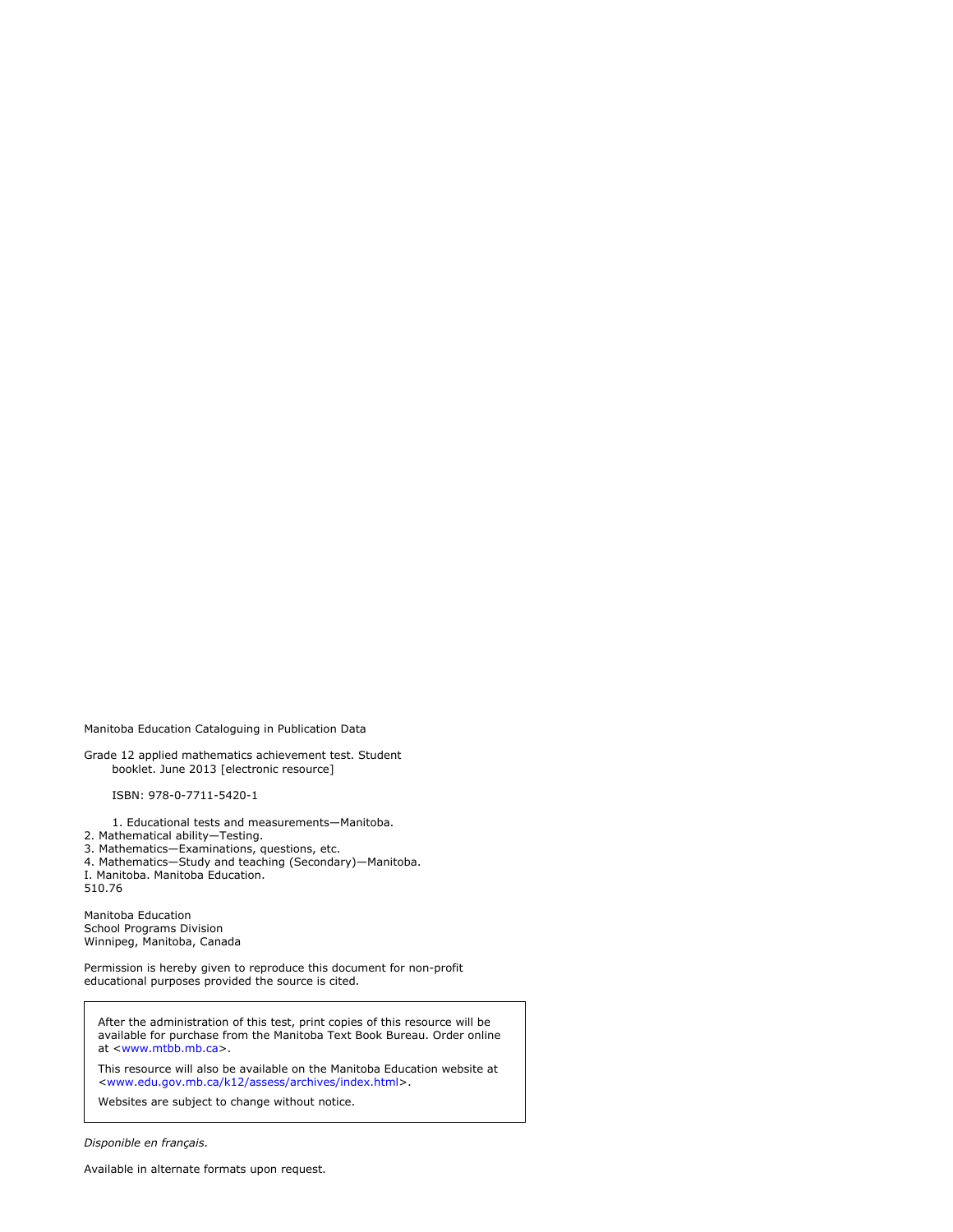Manitoba Education Cataloguing in Publication Data

Grade 12 applied mathematics achievement test. Student booklet. June 2013 [electronic resource]

ISBN: 978-0-7711-5420-1

1. Educational tests and measurements—Manitoba.
2. Mathematical ability—Testing.
3. Mathematics—Examinations, questions, etc.
4. Mathematics—Study and teaching (Secondary)—Manitoba.
I. Manitoba. Manitoba Education.
510.76

Manitoba Education
School Programs Division
Winnipeg, Manitoba, Canada

Permission is hereby given to reproduce this document for non-profit educational purposes provided the source is cited.

After the administration of this test, print copies of this resource will be available for purchase from the Manitoba Text Book Bureau. Order online at <www.mtbb.mb.ca>.

This resource will also be available on the Manitoba Education website at <www.edu.gov.mb.ca/k12/assess/archives/index.html>.

Websites are subject to change without notice.

*Disponible en français.*

Available in alternate formats upon request.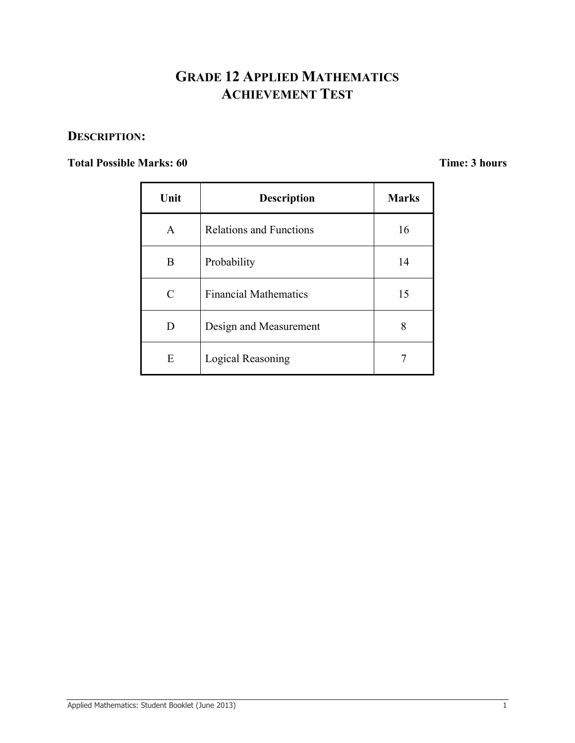# GRADE 12 APPLIED MATHEMATICS ACHIEVEMENT TEST

## DESCRIPTION:

**Total Possible Marks: 60** **Time: 3 hours**

| Unit | Description | Marks |
|---|---|---|
| A | Relations and Functions | 16 |
| B | Probability | 14 |
| C | Financial Mathematics | 15 |
| D | Design and Measurement | 8 |
| E | Logical Reasoning | 7 |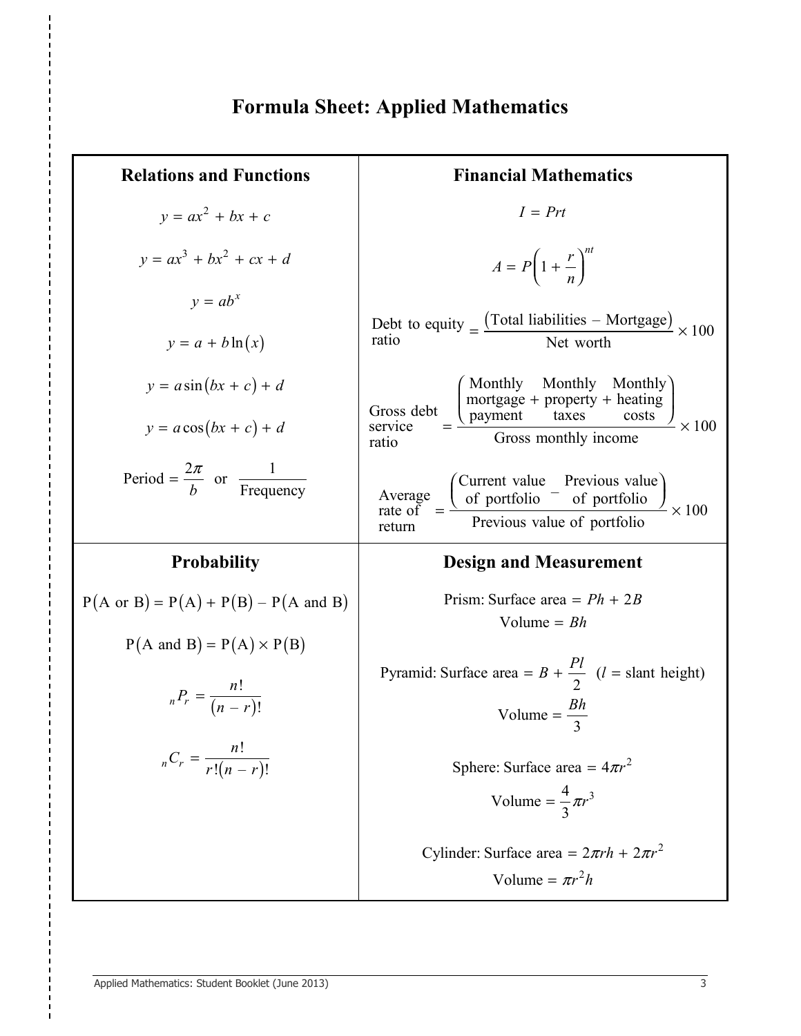# Formula Sheet: Applied Mathematics

## Relations and Functions

$$y = ax^2 + bx + c$$

$$y = ax^3 + bx^2 + cx + d$$

$$y = ab^x$$

$$y = a + b\ln(x)$$

$$y = a\sin(bx + c) + d$$

$$y = a\cos(bx + c) + d$$

$$\text{Period} = \frac{2\pi}{b} \quad \text{or} \quad \frac{1}{\text{Frequency}}$$

## Financial Mathematics

$$I = Prt$$

$$A = P\left(1 + \frac{r}{n}\right)^{nt}$$

$$\text{Debt to equity ratio} = \frac{(\text{Total liabilities} - \text{Mortgage})}{\text{Net worth}} \times 100$$

$$\text{Gross debt service ratio} = \frac{\left(\text{Monthly mortgage payment} + \text{Monthly property taxes} + \text{Monthly heating costs}\right)}{\text{Gross monthly income}} \times 100$$

$$\text{Average rate of return} = \frac{\left(\text{Current value of portfolio} - \text{Previous value of portfolio}\right)}{\text{Previous value of portfolio}} \times 100$$

## Probability

$$\text{P}(\text{A or B}) = \text{P}(\text{A}) + \text{P}(\text{B}) - \text{P}(\text{A and B})$$

$$\text{P}(\text{A and B}) = \text{P}(\text{A}) \times \text{P}(\text{B})$$

$${}_nP_r = \frac{n!}{(n - r)!}$$

$${}_nC_r = \frac{n!}{r!(n - r)!}$$

## Design and Measurement

Prism: Surface area $= Ph + 2B$

Volume $= Bh$

Pyramid: Surface area $= B + \dfrac{Pl}{2}$ ($l$ = slant height)

Volume $= \dfrac{Bh}{3}$

Sphere: Surface area $= 4\pi r^2$

Volume $= \dfrac{4}{3}\pi r^3$

Cylinder: Surface area $= 2\pi rh + 2\pi r^2$

Volume $= \pi r^2 h$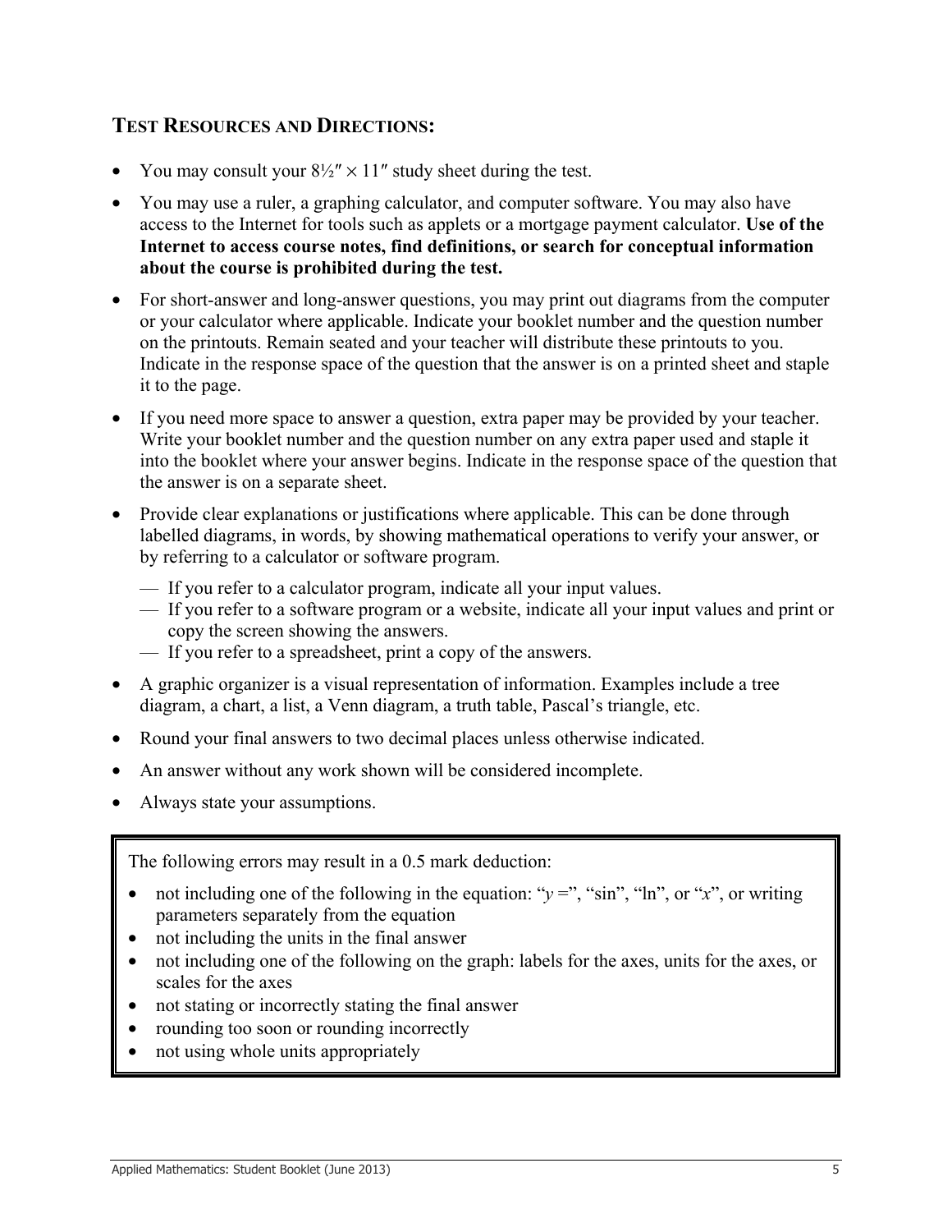## Test Resources and Directions:

- You may consult your 8½″ × 11″ study sheet during the test.
- You may use a ruler, a graphing calculator, and computer software. You may also have access to the Internet for tools such as applets or a mortgage payment calculator. **Use of the Internet to access course notes, find definitions, or search for conceptual information about the course is prohibited during the test.**
- For short-answer and long-answer questions, you may print out diagrams from the computer or your calculator where applicable. Indicate your booklet number and the question number on the printouts. Remain seated and your teacher will distribute these printouts to you. Indicate in the response space of the question that the answer is on a printed sheet and staple it to the page.
- If you need more space to answer a question, extra paper may be provided by your teacher. Write your booklet number and the question number on any extra paper used and staple it into the booklet where your answer begins. Indicate in the response space of the question that the answer is on a separate sheet.
- Provide clear explanations or justifications where applicable. This can be done through labelled diagrams, in words, by showing mathematical operations to verify your answer, or by referring to a calculator or software program.
  - If you refer to a calculator program, indicate all your input values.
  - If you refer to a software program or a website, indicate all your input values and print or copy the screen showing the answers.
  - If you refer to a spreadsheet, print a copy of the answers.
- A graphic organizer is a visual representation of information. Examples include a tree diagram, a chart, a list, a Venn diagram, a truth table, Pascal's triangle, etc.
- Round your final answers to two decimal places unless otherwise indicated.
- An answer without any work shown will be considered incomplete.
- Always state your assumptions.

The following errors may result in a 0.5 mark deduction:

- not including one of the following in the equation: "$y =$", "sin", "ln", or "$x$", or writing parameters separately from the equation
- not including the units in the final answer
- not including one of the following on the graph: labels for the axes, units for the axes, or scales for the axes
- not stating or incorrectly stating the final answer
- rounding too soon or rounding incorrectly
- not using whole units appropriately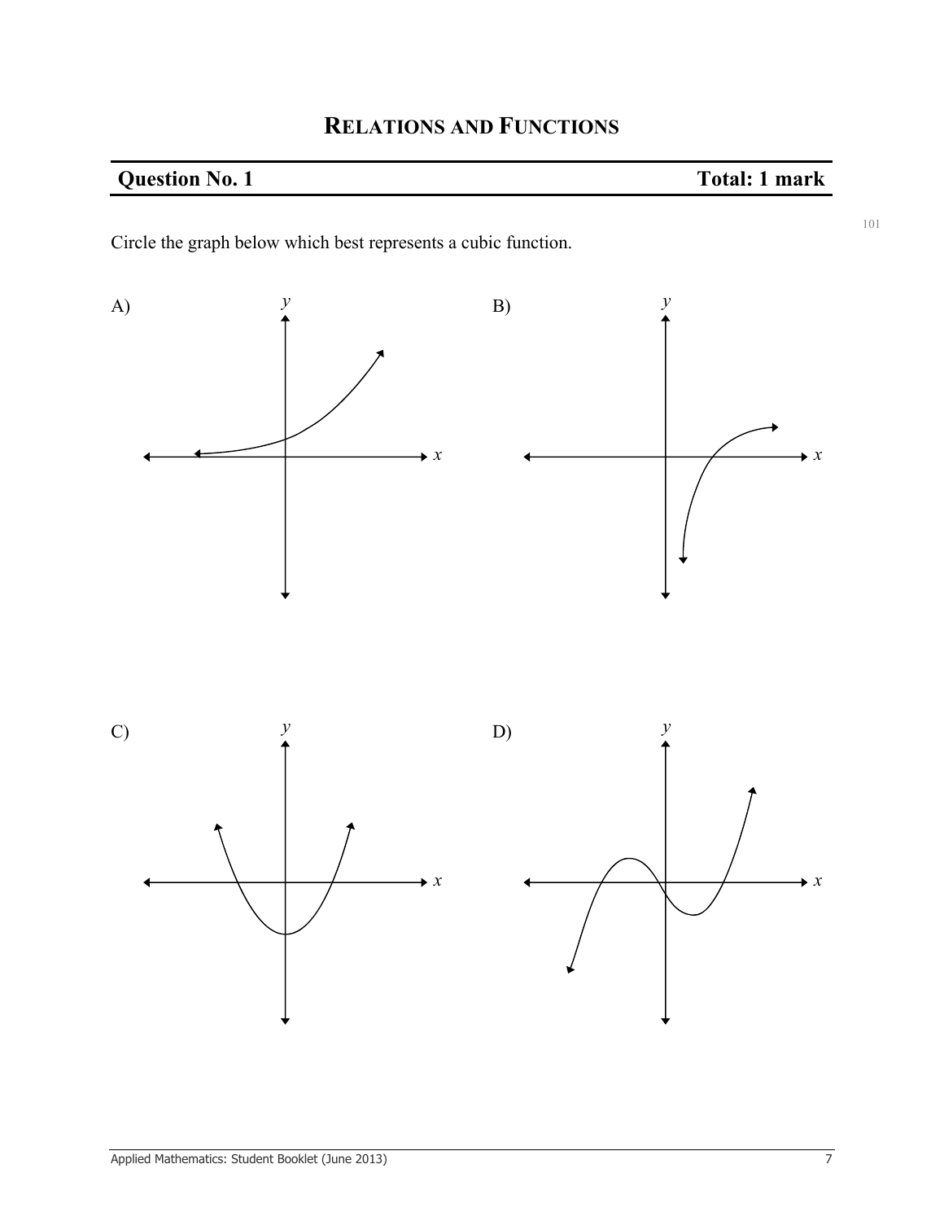# RELATIONS AND FUNCTIONS

## Question No. 1 — Total: 1 mark

Circle the graph below which best represents a cubic function.

A)

B)

C)

D)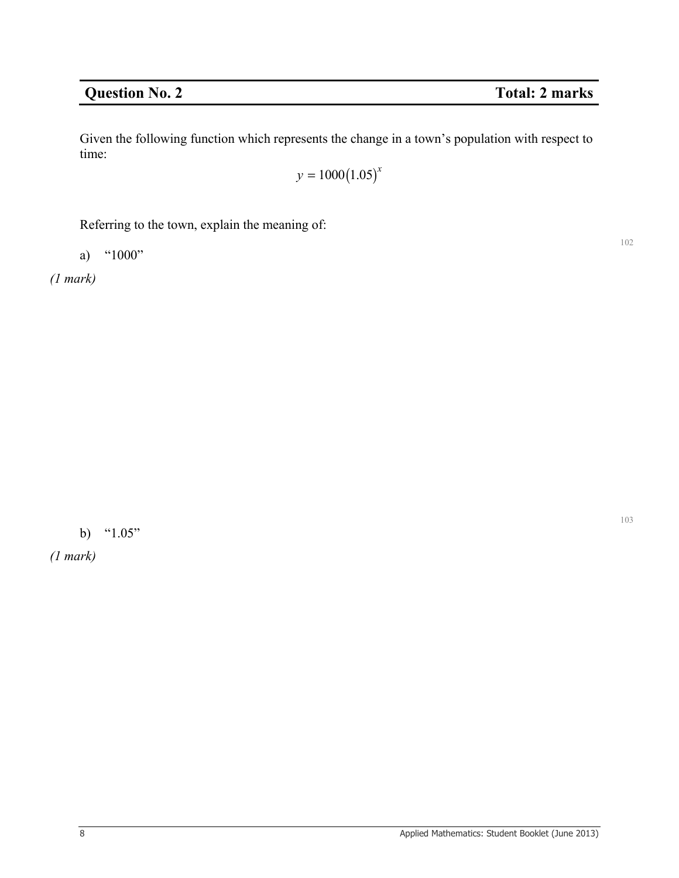## Question No. 2 — Total: 2 marks

Given the following function which represents the change in a town's population with respect to time:

$$y = 1000(1.05)^x$$

Referring to the town, explain the meaning of:

a) "1000"

*(1 mark)*

b) "1.05"

*(1 mark)*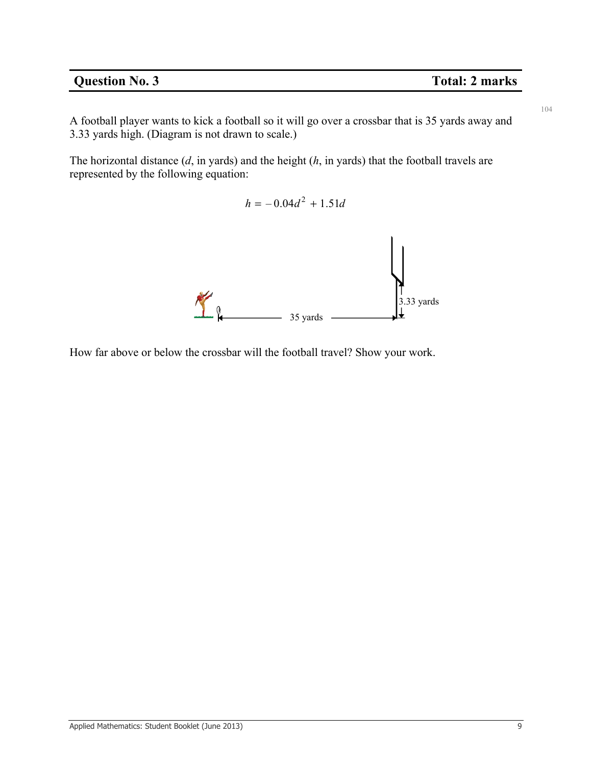## Question No. 3 — Total: 2 marks

A football player wants to kick a football so it will go over a crossbar that is 35 yards away and 3.33 yards high. (Diagram is not drawn to scale.)

The horizontal distance ($d$, in yards) and the height ($h$, in yards) that the football travels are represented by the following equation:

$$h = -0.04d^2 + 1.51d$$

3.33 yards

35 yards

How far above or below the crossbar will the football travel? Show your work.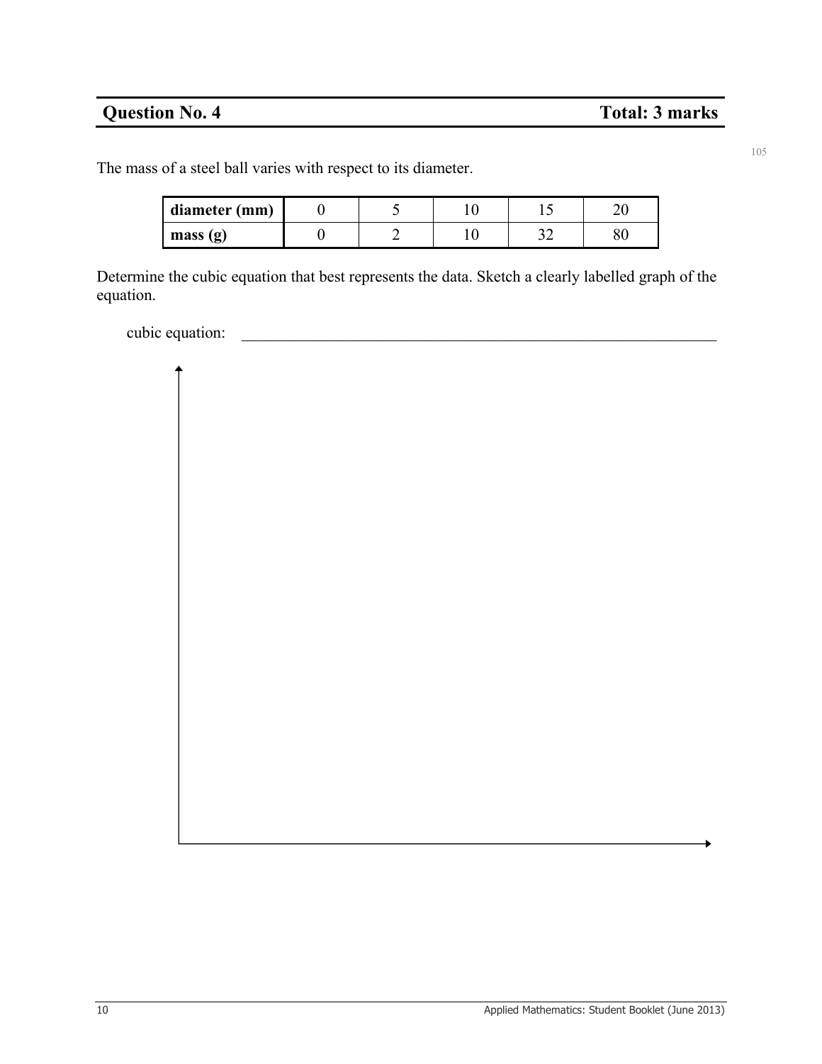## Question No. 4 — Total: 3 marks

The mass of a steel ball varies with respect to its diameter.

| diameter (mm) | 0 | 5 | 10 | 15 | 20 |
|---|---|---|---|---|---|
| mass (g) | 0 | 2 | 10 | 32 | 80 |

Determine the cubic equation that best represents the data. Sketch a clearly labelled graph of the equation.

cubic equation: ______________________________________________________________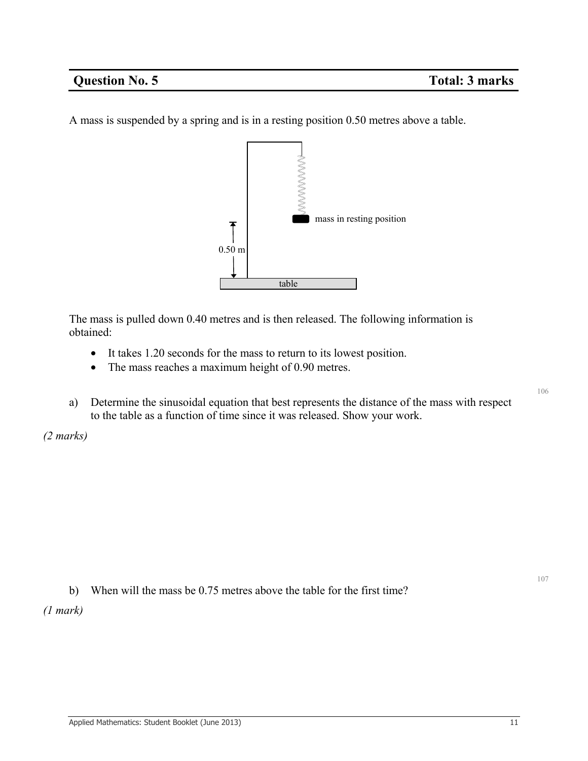## Question No. 5 Total: 3 marks

A mass is suspended by a spring and is in a resting position 0.50 metres above a table.

mass in resting position

0.50 m

table

The mass is pulled down 0.40 metres and is then released. The following information is obtained:

- It takes 1.20 seconds for the mass to return to its lowest position.
- The mass reaches a maximum height of 0.90 metres.

a) Determine the sinusoidal equation that best represents the distance of the mass with respect to the table as a function of time since it was released. Show your work.

*(2 marks)*

b) When will the mass be 0.75 metres above the table for the first time?

*(1 mark)*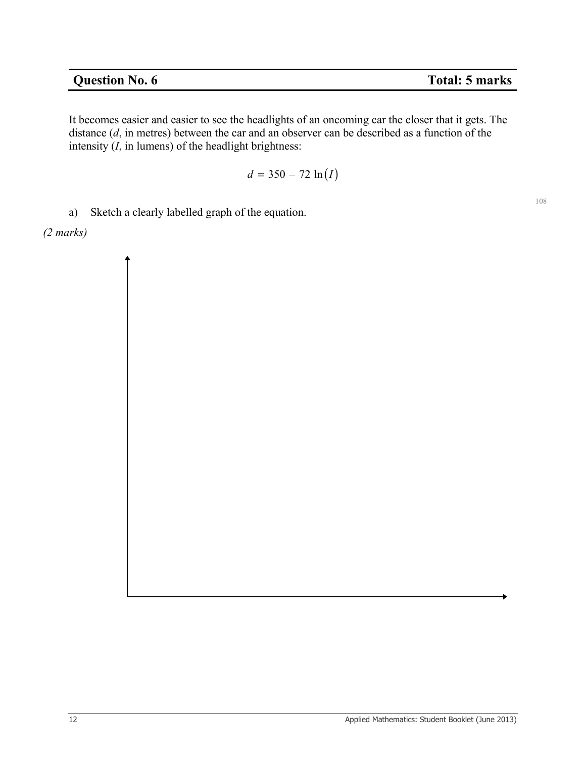## Question No. 6 — Total: 5 marks

It becomes easier and easier to see the headlights of an oncoming car the closer that it gets. The distance ($d$, in metres) between the car and an observer can be described as a function of the intensity ($I$, in lumens) of the headlight brightness:

$$d = 350 - 72 \ln(I)$$

a) Sketch a clearly labelled graph of the equation.

*(2 marks)*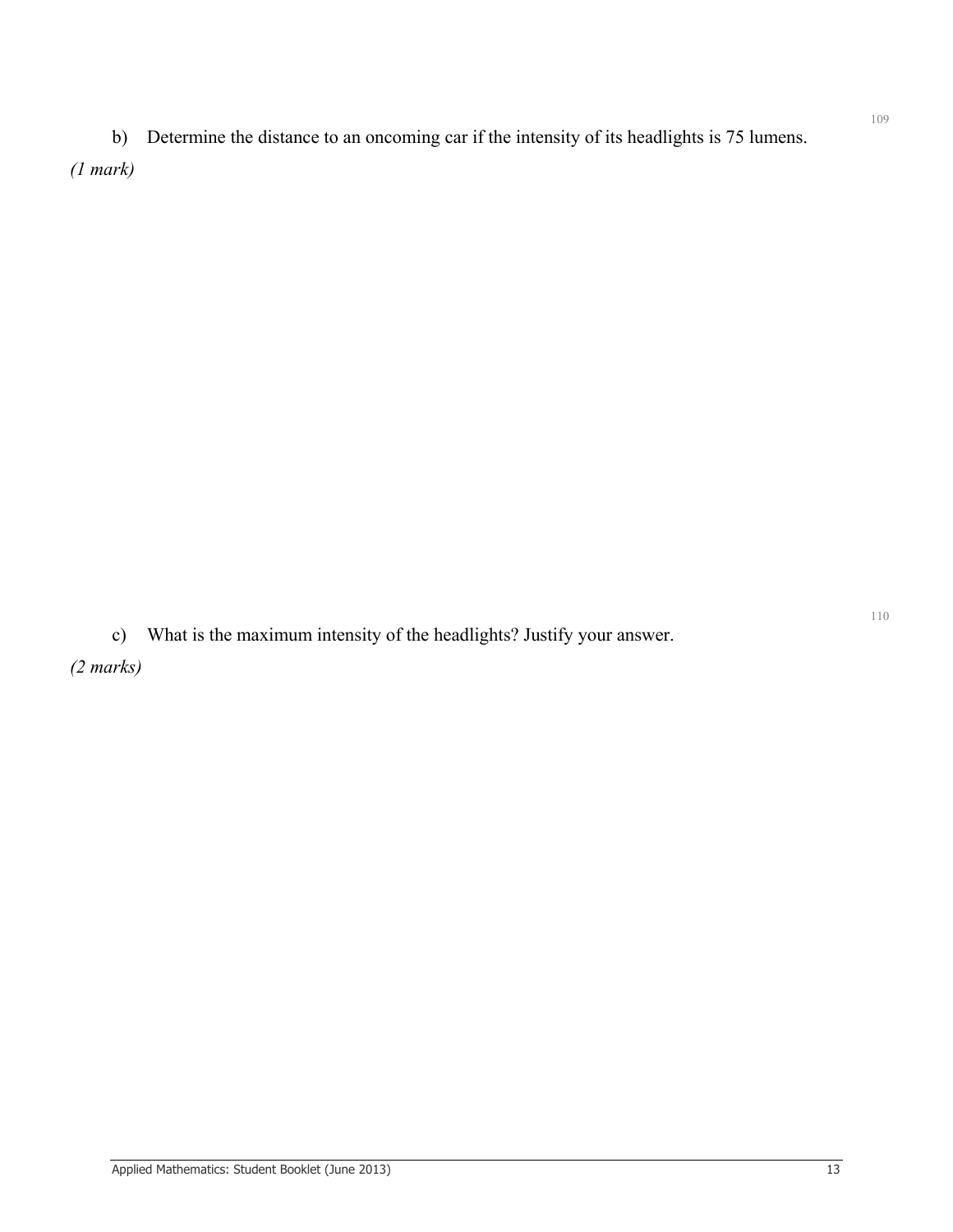b) Determine the distance to an oncoming car if the intensity of its headlights is 75 lumens.

*(1 mark)*

c) What is the maximum intensity of the headlights? Justify your answer.

*(2 marks)*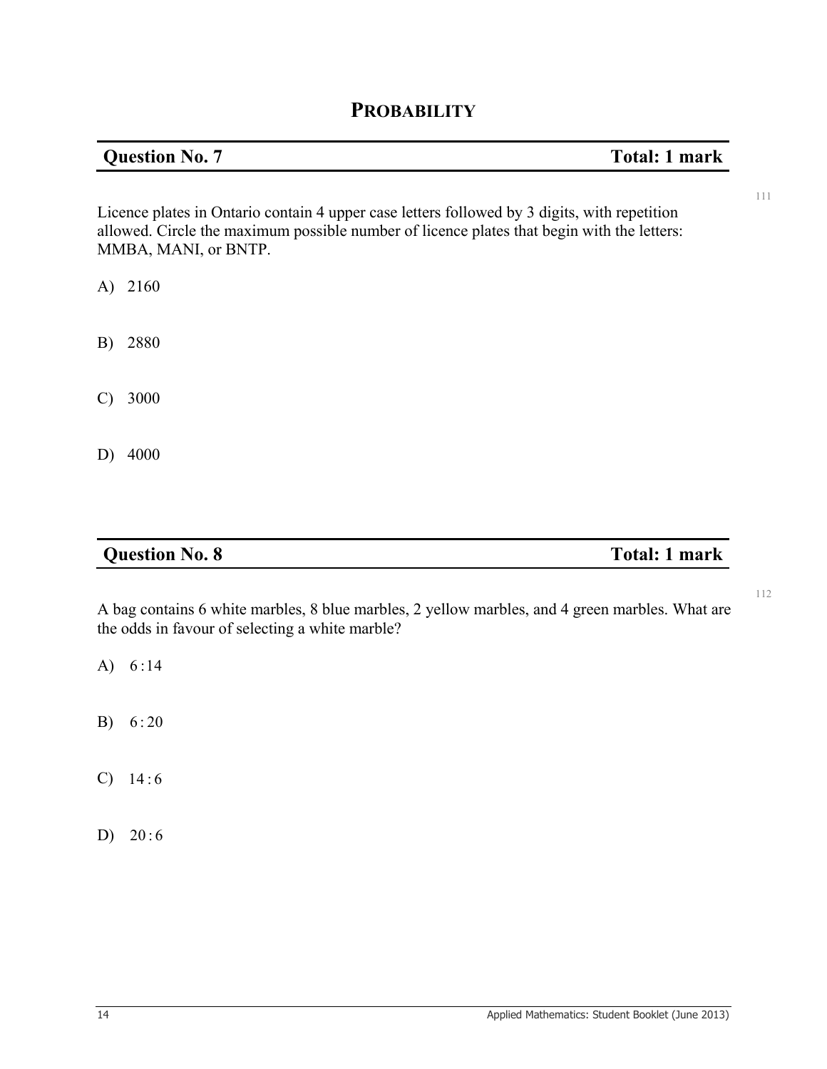# PROBABILITY

## Question No. 7 — Total: 1 mark

Licence plates in Ontario contain 4 upper case letters followed by 3 digits, with repetition allowed. Circle the maximum possible number of licence plates that begin with the letters: MMBA, MANI, or BNTP.

A) 2160

B) 2880

C) 3000

D) 4000

## Question No. 8 — Total: 1 mark

A bag contains 6 white marbles, 8 blue marbles, 2 yellow marbles, and 4 green marbles. What are the odds in favour of selecting a white marble?

A) $6:14$

B) $6:20$

C) $14:6$

D) $20:6$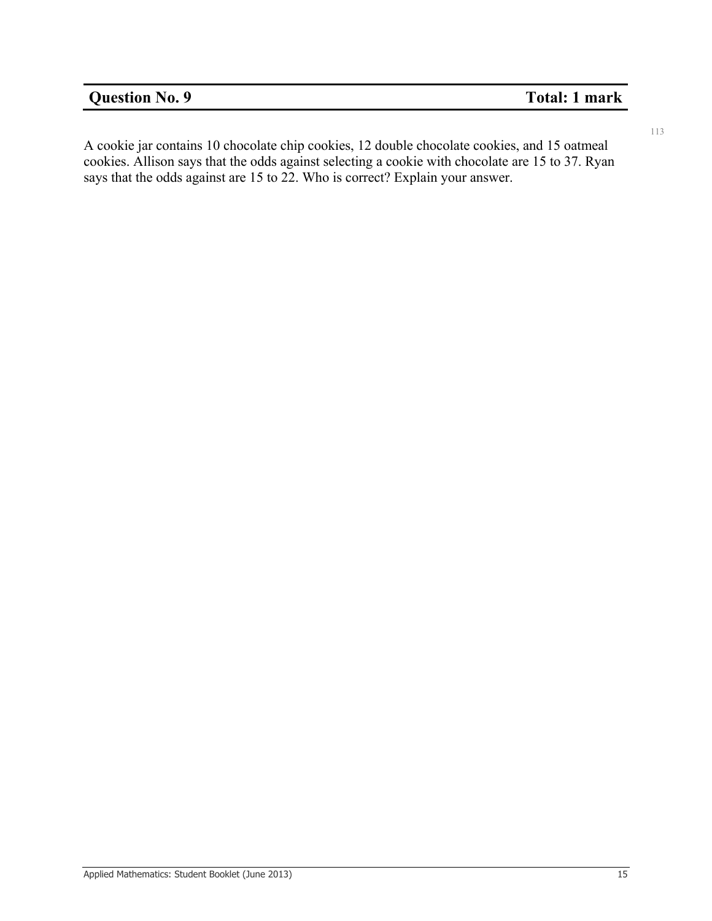## Question No. 9 — Total: 1 mark

A cookie jar contains 10 chocolate chip cookies, 12 double chocolate cookies, and 15 oatmeal cookies. Allison says that the odds against selecting a cookie with chocolate are 15 to 37. Ryan says that the odds against are 15 to 22. Who is correct? Explain your answer.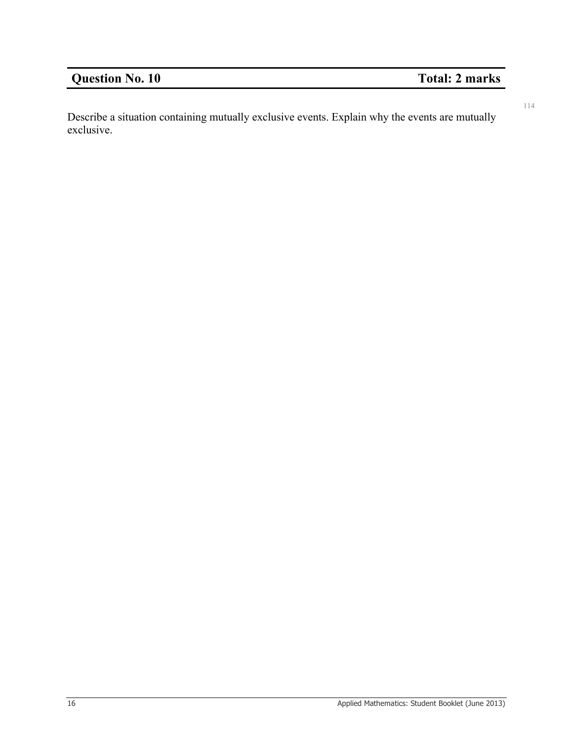## Question No. 10 Total: 2 marks

114

Describe a situation containing mutually exclusive events. Explain why the events are mutually exclusive.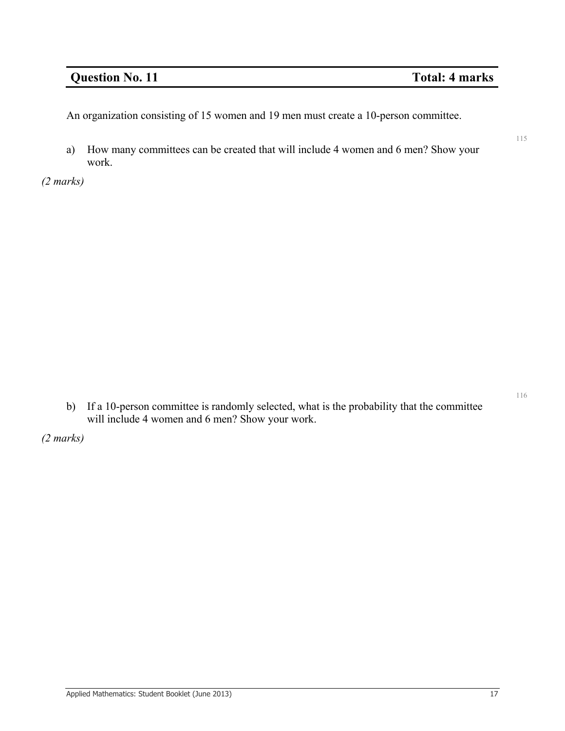| **Question No. 11** | **Total: 4 marks** |
|---|---|

An organization consisting of 15 women and 19 men must create a 10-person committee.

115

a) How many committees can be created that will include 4 women and 6 men? Show your work.

*(2 marks)*

116

b) If a 10-person committee is randomly selected, what is the probability that the committee will include 4 women and 6 men? Show your work.

*(2 marks)*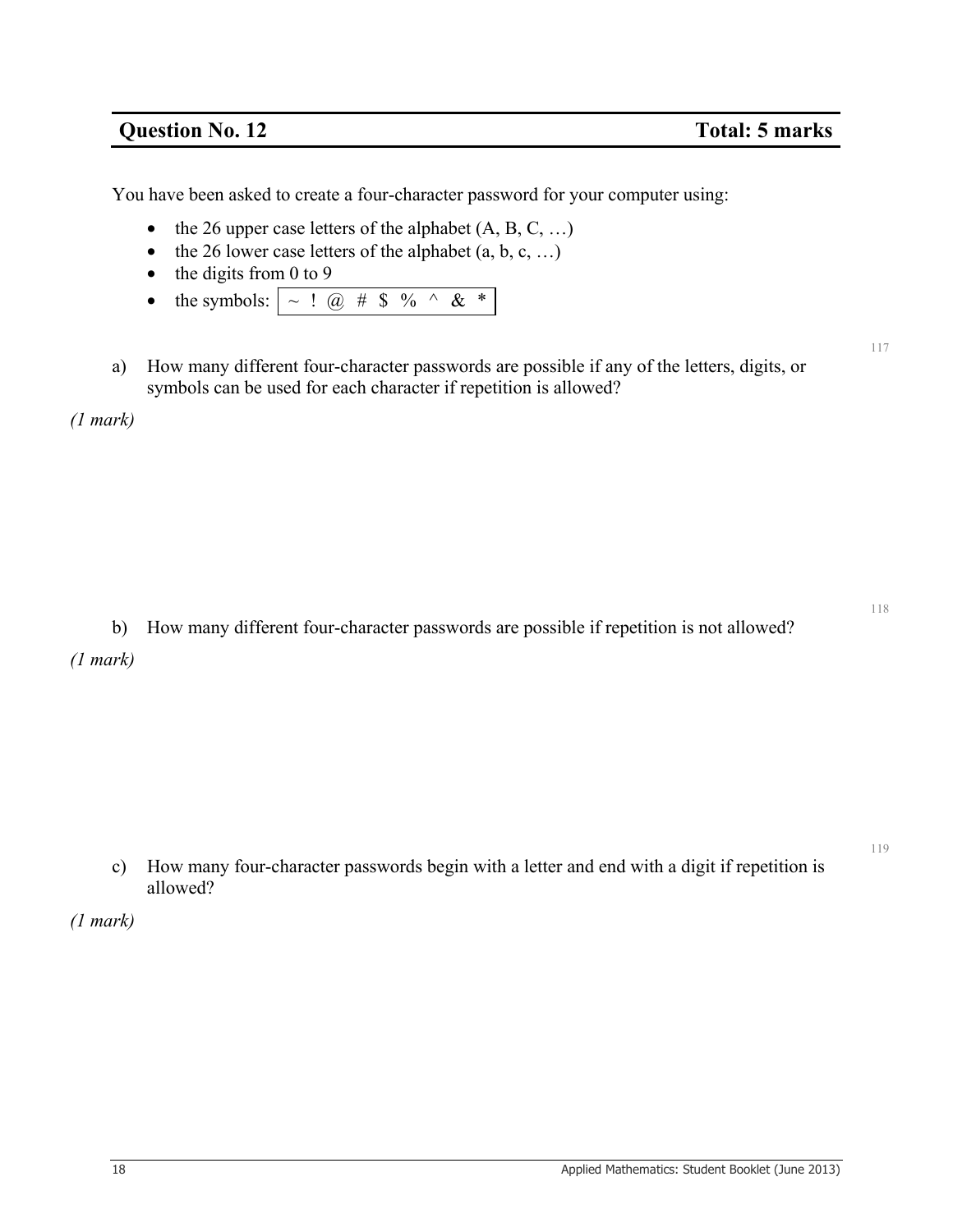## Question No. 12 Total: 5 marks

You have been asked to create a four-character password for your computer using:

- the 26 upper case letters of the alphabet (A, B, C, …)
- the 26 lower case letters of the alphabet (a, b, c, …)
- the digits from 0 to 9
- the symbols: | ~ ! @ # $ % ^ & * |

a) How many different four-character passwords are possible if any of the letters, digits, or symbols can be used for each character if repetition is allowed?

*(1 mark)*

b) How many different four-character passwords are possible if repetition is not allowed?

*(1 mark)*

c) How many four-character passwords begin with a letter and end with a digit if repetition is allowed?

*(1 mark)*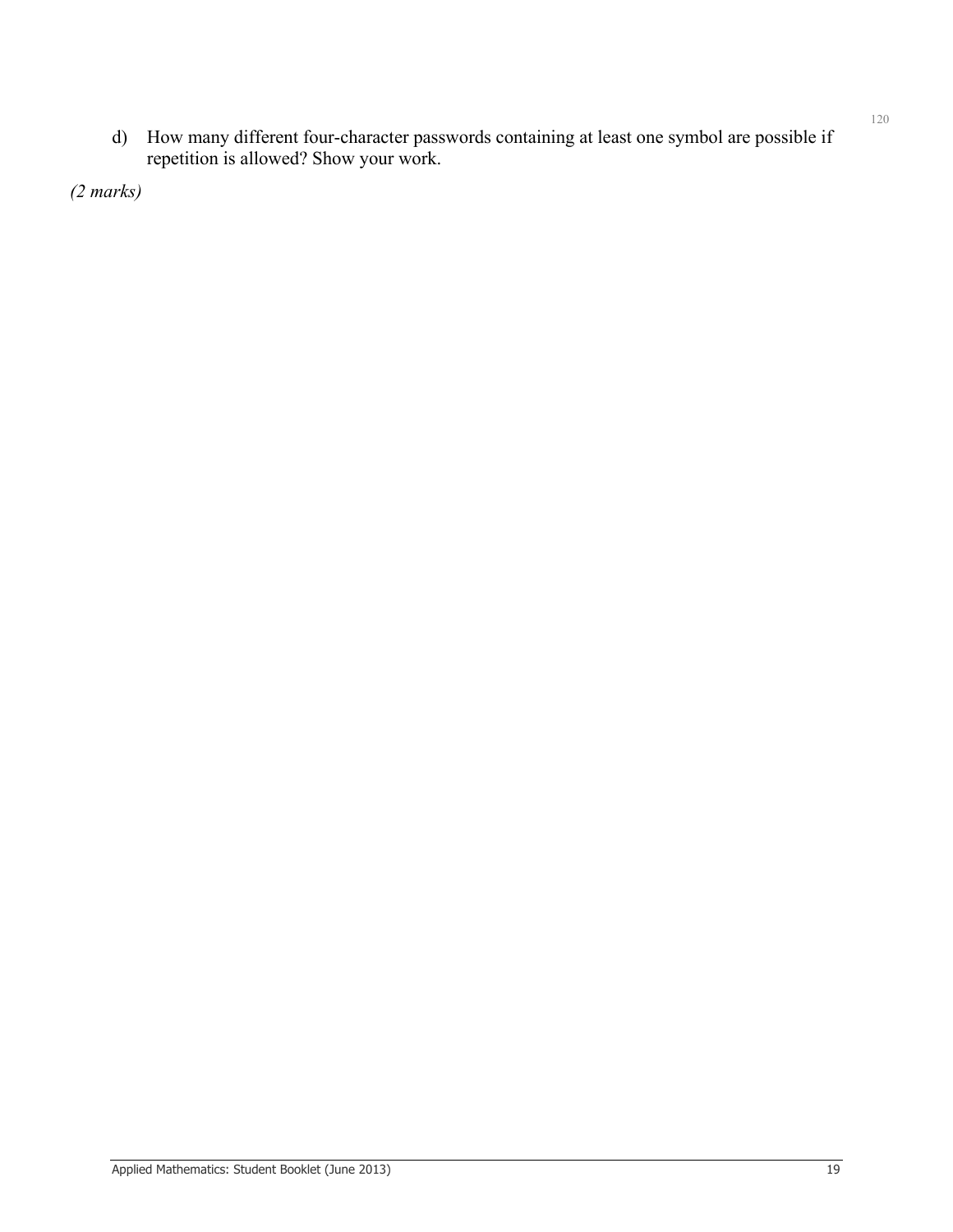d) How many different four-character passwords containing at least one symbol are possible if repetition is allowed? Show your work.

*(2 marks)*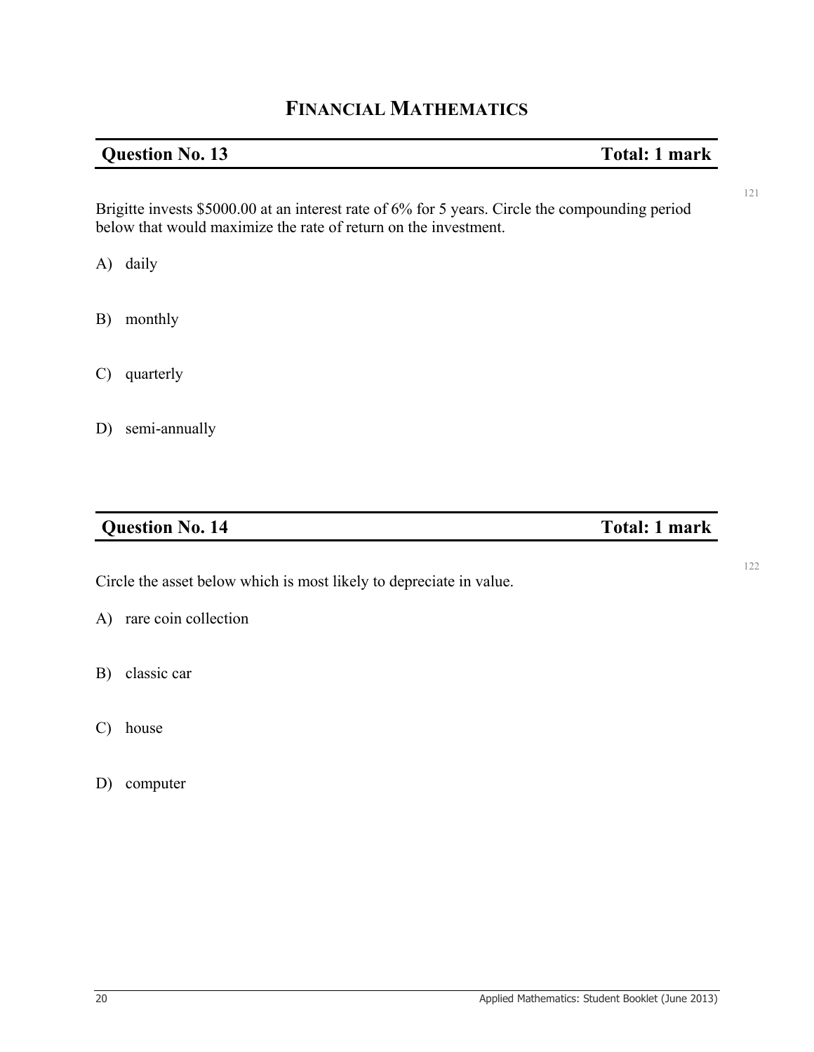# FINANCIAL MATHEMATICS

## Question No. 13 — Total: 1 mark

121

Brigitte invests $5000.00 at an interest rate of 6% for 5 years. Circle the compounding period below that would maximize the rate of return on the investment.

A) daily

B) monthly

C) quarterly

D) semi-annually

## Question No. 14 — Total: 1 mark

122

Circle the asset below which is most likely to depreciate in value.

A) rare coin collection

B) classic car

C) house

D) computer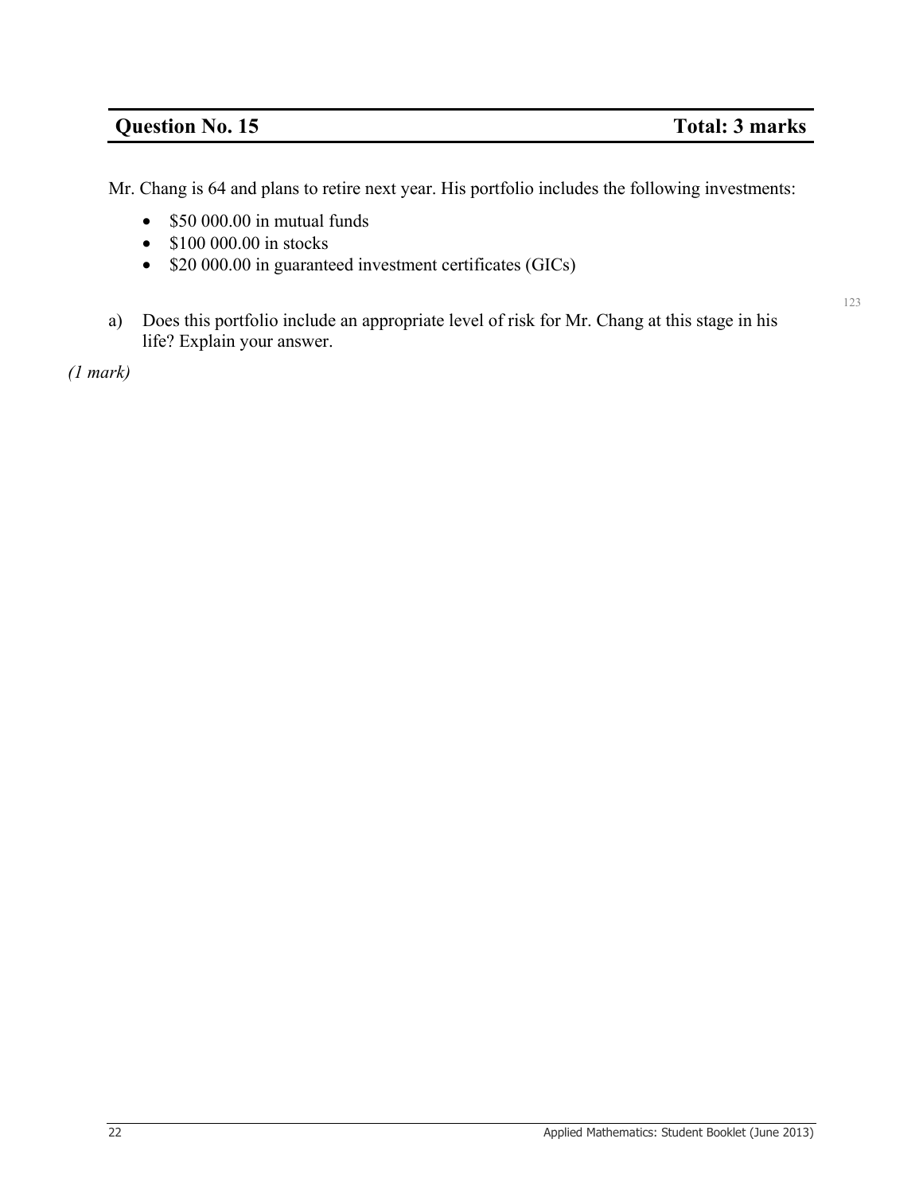## Question No. 15 — Total: 3 marks

Mr. Chang is 64 and plans to retire next year. His portfolio includes the following investments:

- \$50 000.00 in mutual funds
- \$100 000.00 in stocks
- \$20 000.00 in guaranteed investment certificates (GICs)

a) Does this portfolio include an appropriate level of risk for Mr. Chang at this stage in his life? Explain your answer.

*(1 mark)*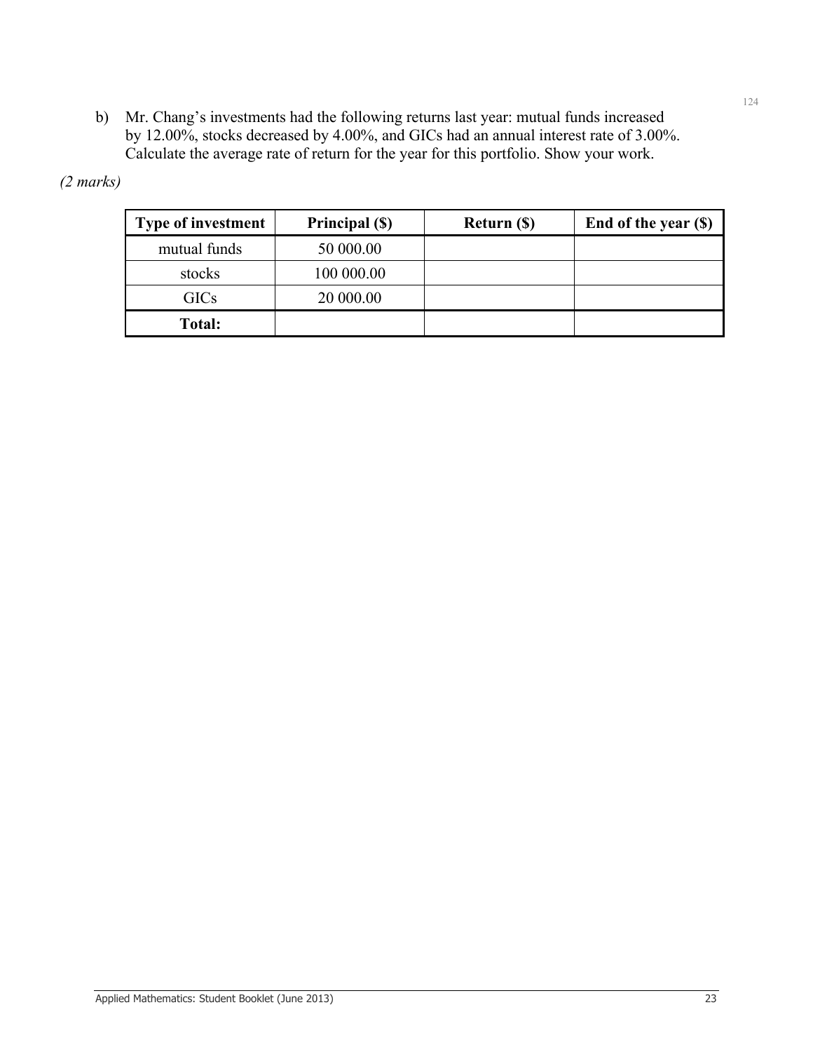b) Mr. Chang's investments had the following returns last year: mutual funds increased by 12.00%, stocks decreased by 4.00%, and GICs had an annual interest rate of 3.00%. Calculate the average rate of return for the year for this portfolio. Show your work.

*(2 marks)*

| Type of investment | Principal ($) | Return ($) | End of the year ($) |
|---|---|---|---|
| mutual funds | 50 000.00 | | |
| stocks | 100 000.00 | | |
| GICs | 20 000.00 | | |
| **Total:** | | | |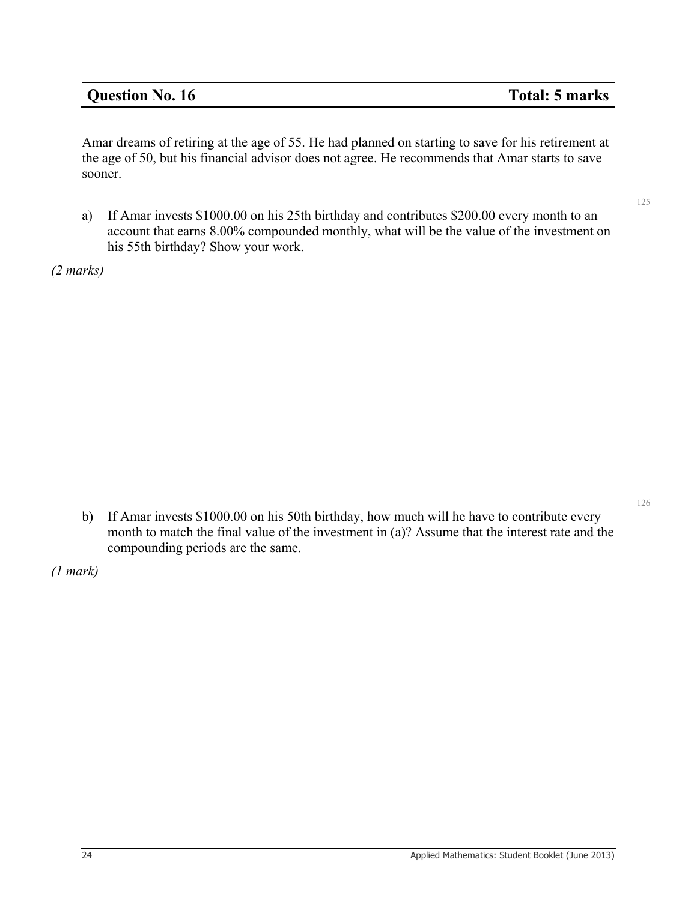## Question No. 16 — Total: 5 marks

Amar dreams of retiring at the age of 55. He had planned on starting to save for his retirement at the age of 50, but his financial advisor does not agree. He recommends that Amar starts to save sooner.

a) If Amar invests $1000.00 on his 25th birthday and contributes $200.00 every month to an account that earns 8.00% compounded monthly, what will be the value of the investment on his 55th birthday? Show your work.

*(2 marks)*

b) If Amar invests $1000.00 on his 50th birthday, how much will he have to contribute every month to match the final value of the investment in (a)? Assume that the interest rate and the compounding periods are the same.

*(1 mark)*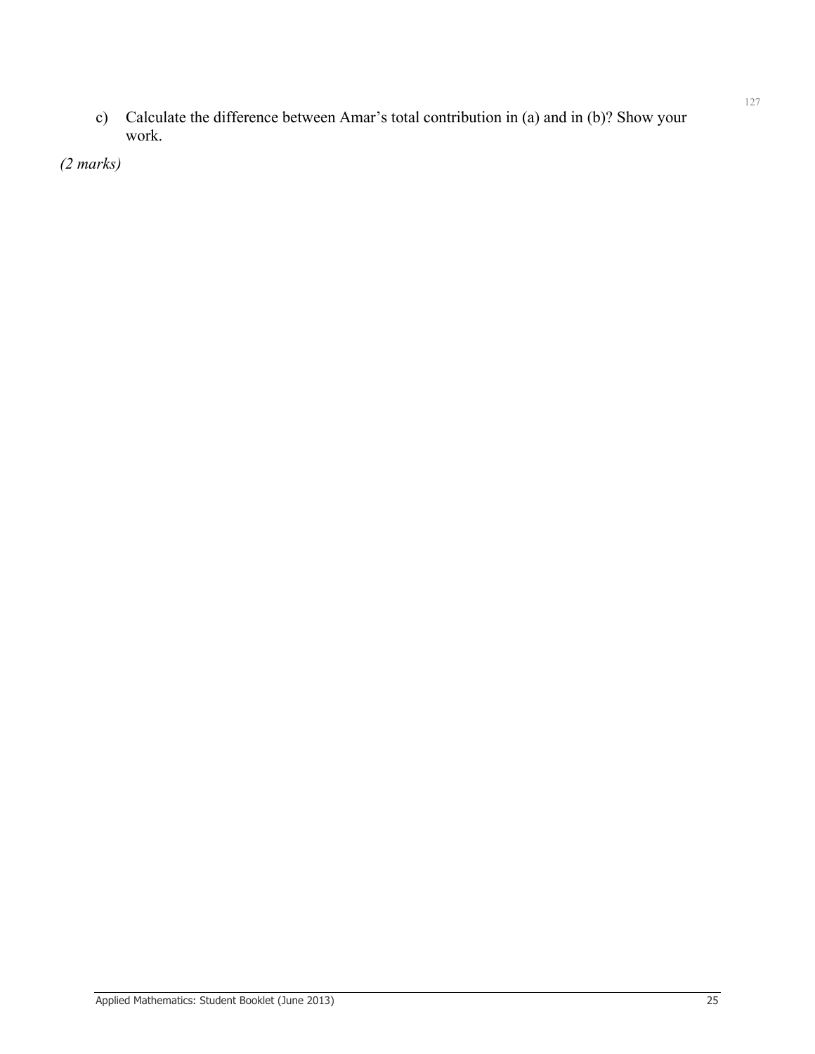c) Calculate the difference between Amar's total contribution in (a) and in (b)? Show your work.

*(2 marks)*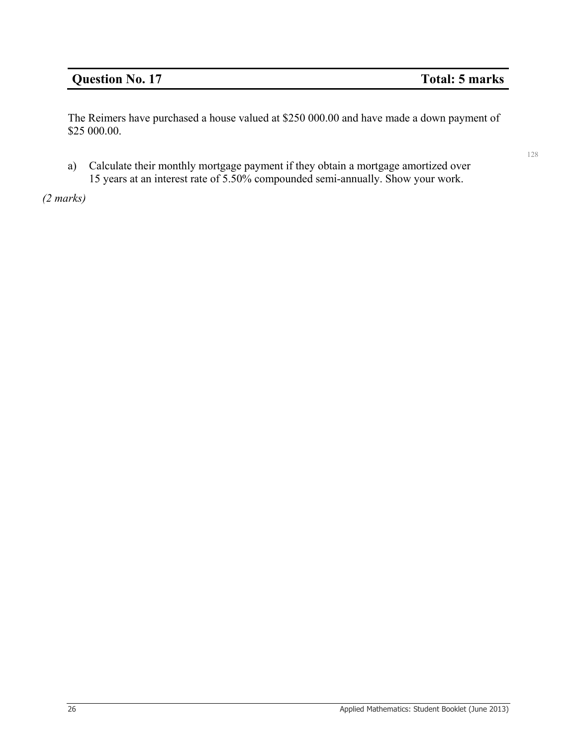## Question No. 17 — Total: 5 marks

The Reimers have purchased a house valued at $250 000.00 and have made a down payment of $25 000.00.

a) Calculate their monthly mortgage payment if they obtain a mortgage amortized over 15 years at an interest rate of 5.50% compounded semi-annually. Show your work.

*(2 marks)*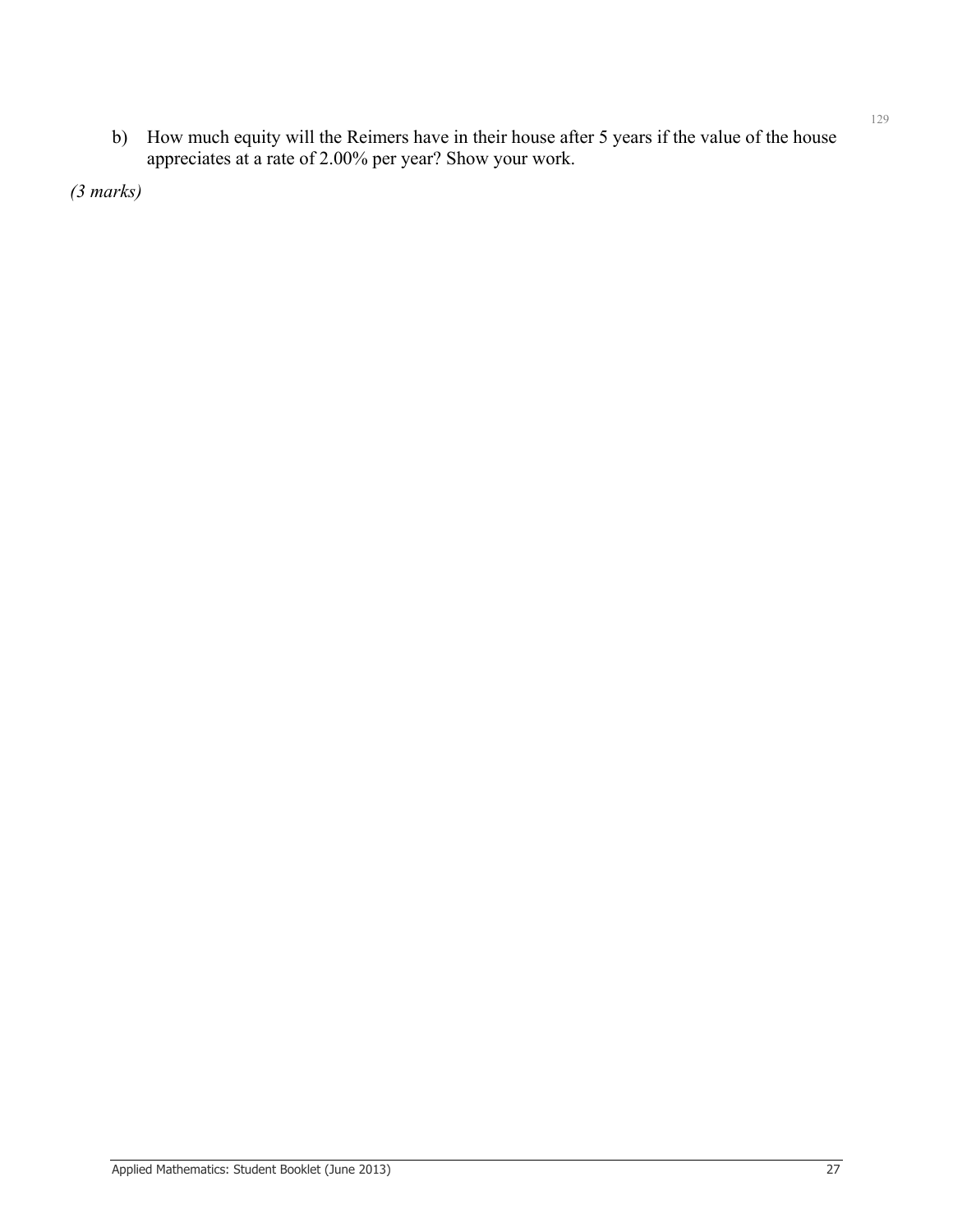b) How much equity will the Reimers have in their house after 5 years if the value of the house appreciates at a rate of 2.00% per year? Show your work.

*(3 marks)*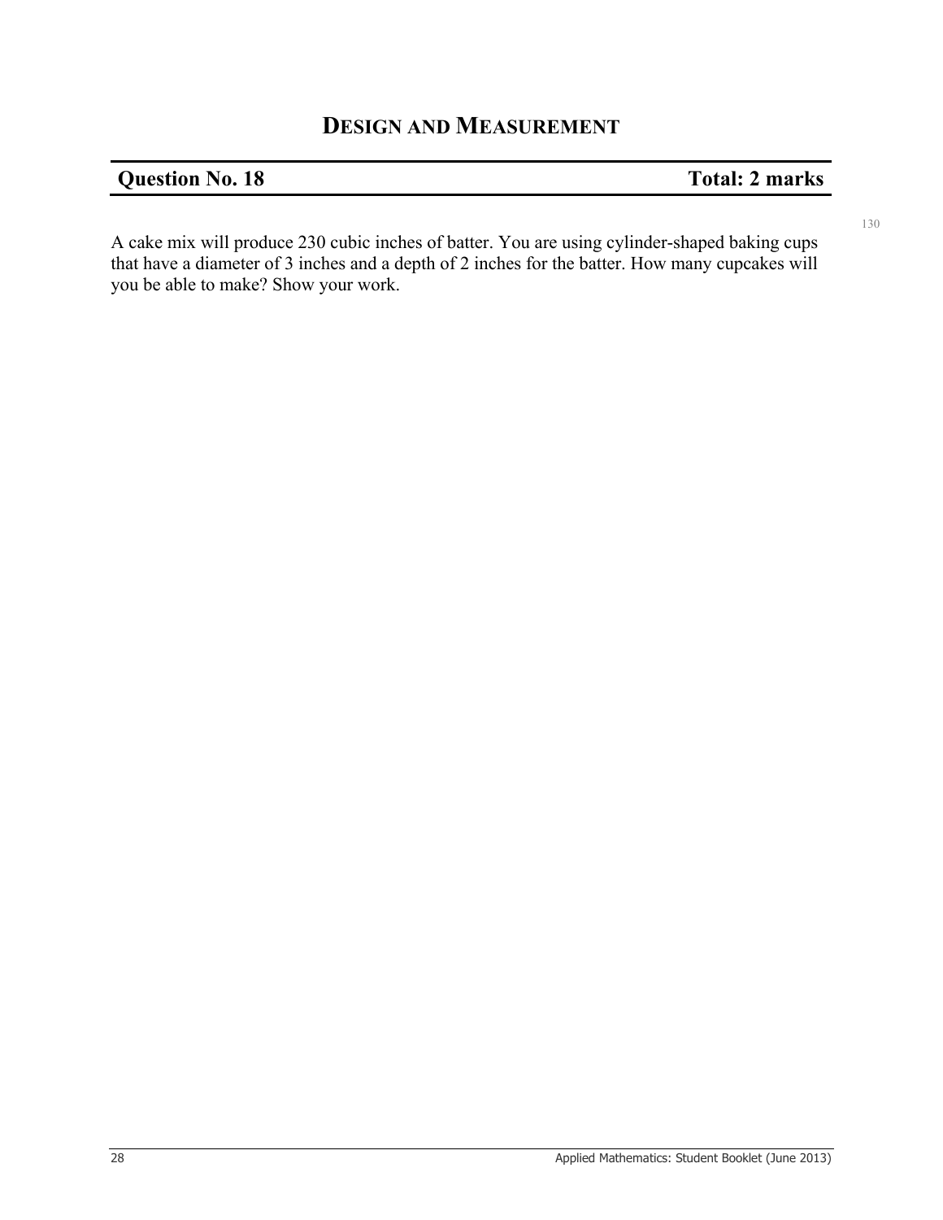# DESIGN AND MEASUREMENT

| **Question No. 18** | **Total: 2 marks** |
| --- | --- |

130

A cake mix will produce 230 cubic inches of batter. You are using cylinder-shaped baking cups that have a diameter of 3 inches and a depth of 2 inches for the batter. How many cupcakes will you be able to make? Show your work.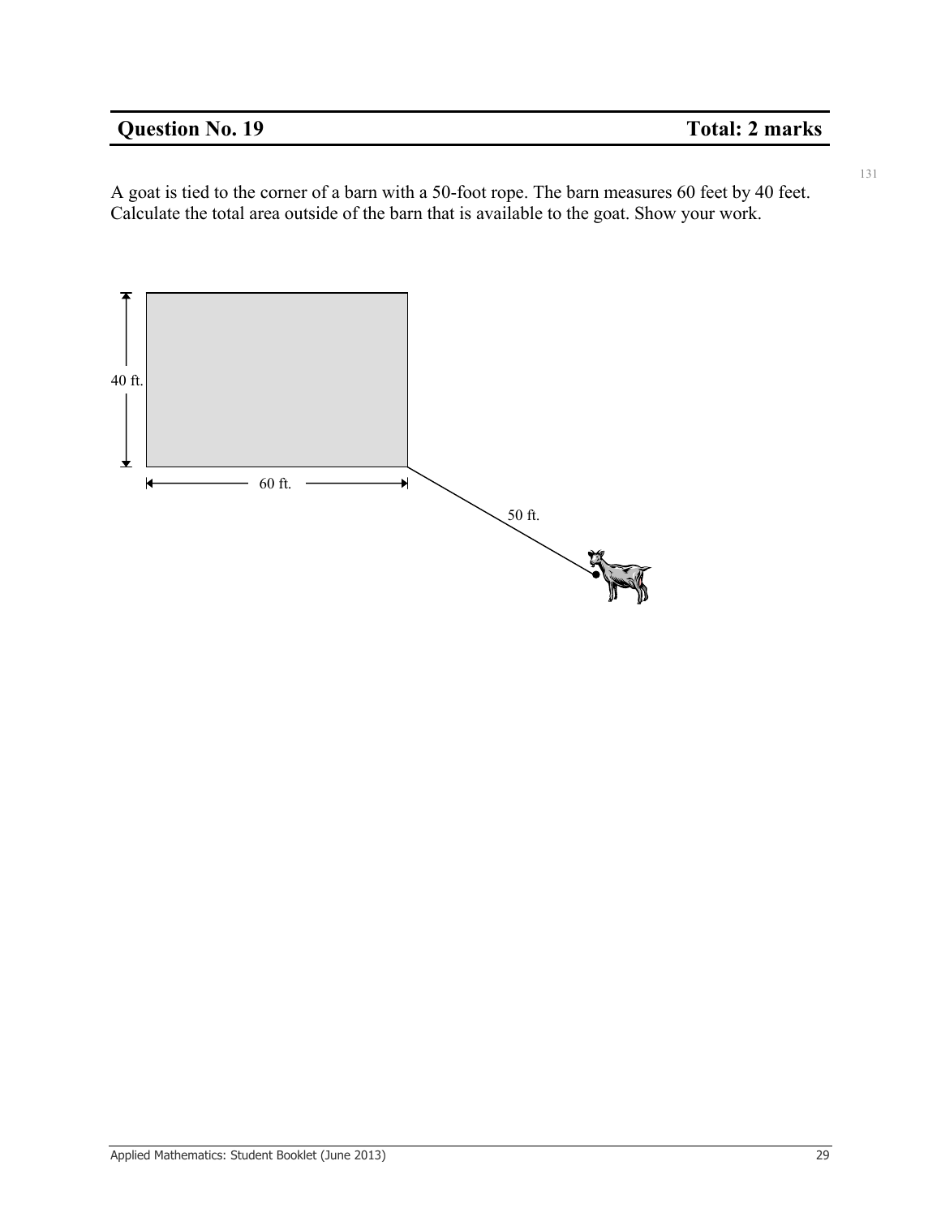## Question No. 19 — Total: 2 marks

A goat is tied to the corner of a barn with a 50-foot rope. The barn measures 60 feet by 40 feet. Calculate the total area outside of the barn that is available to the goat. Show your work.

40 ft.

60 ft.

50 ft.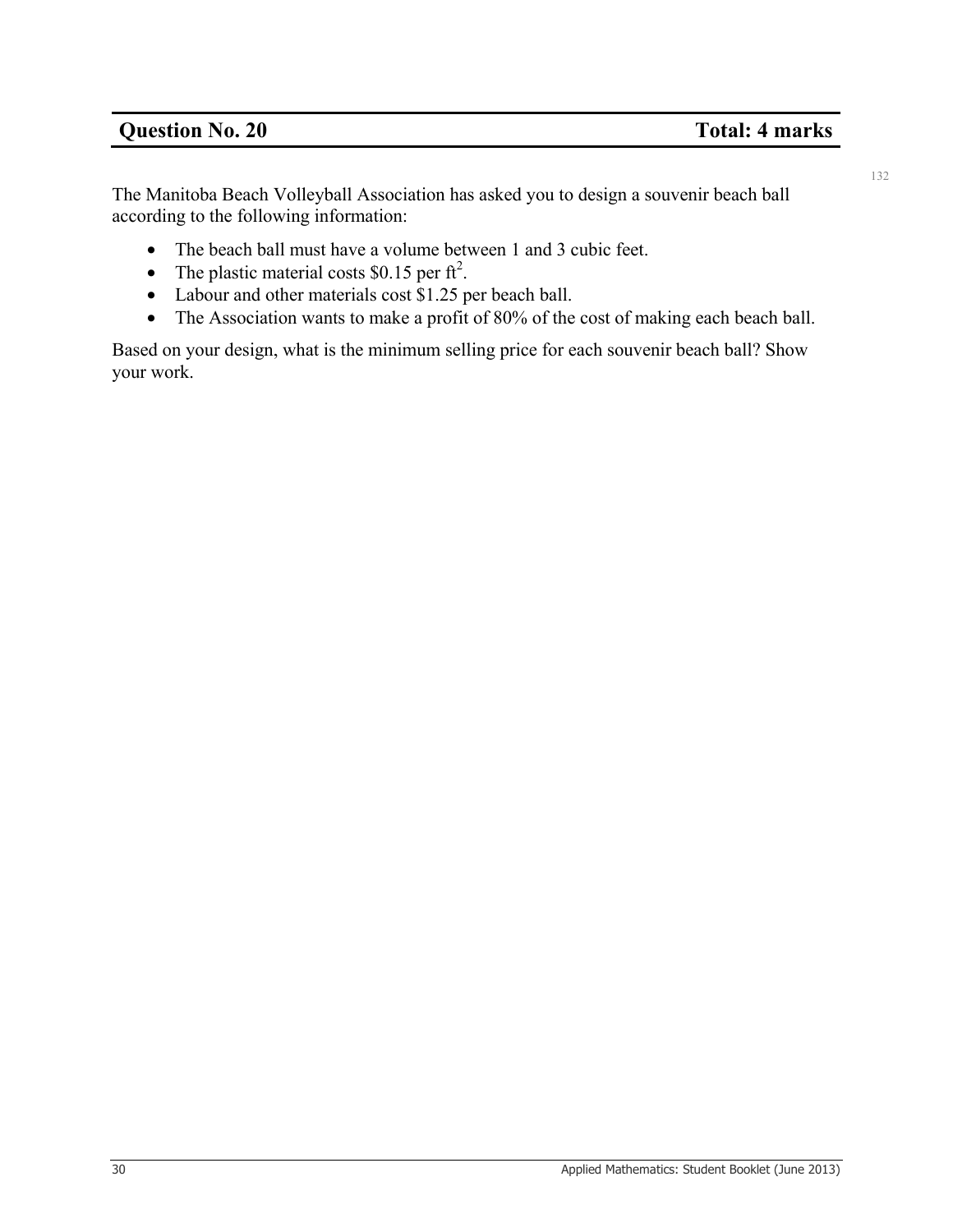## Question No. 20 Total: 4 marks

The Manitoba Beach Volleyball Association has asked you to design a souvenir beach ball according to the following information:

- The beach ball must have a volume between 1 and 3 cubic feet.
- The plastic material costs \$0.15 per $ft^2$.
- Labour and other materials cost \$1.25 per beach ball.
- The Association wants to make a profit of 80% of the cost of making each beach ball.

Based on your design, what is the minimum selling price for each souvenir beach ball? Show your work.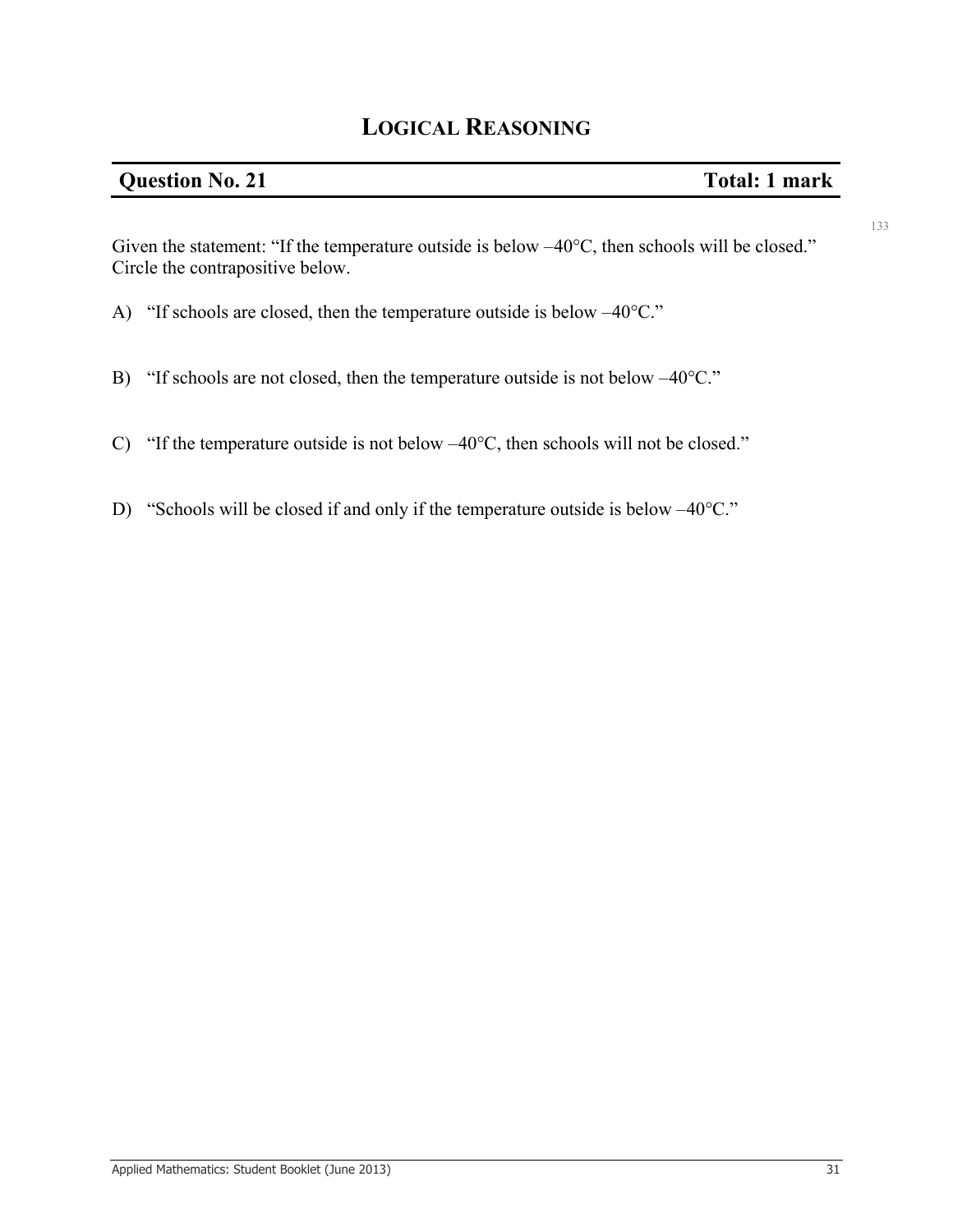# LOGICAL REASONING

| **Question No. 21** | **Total: 1 mark** |
|---|---|

Given the statement: "If the temperature outside is below –40°C, then schools will be closed." Circle the contrapositive below.

A) "If schools are closed, then the temperature outside is below –40°C."

B) "If schools are not closed, then the temperature outside is not below –40°C."

C) "If the temperature outside is not below –40°C, then schools will not be closed."

D) "Schools will be closed if and only if the temperature outside is below –40°C."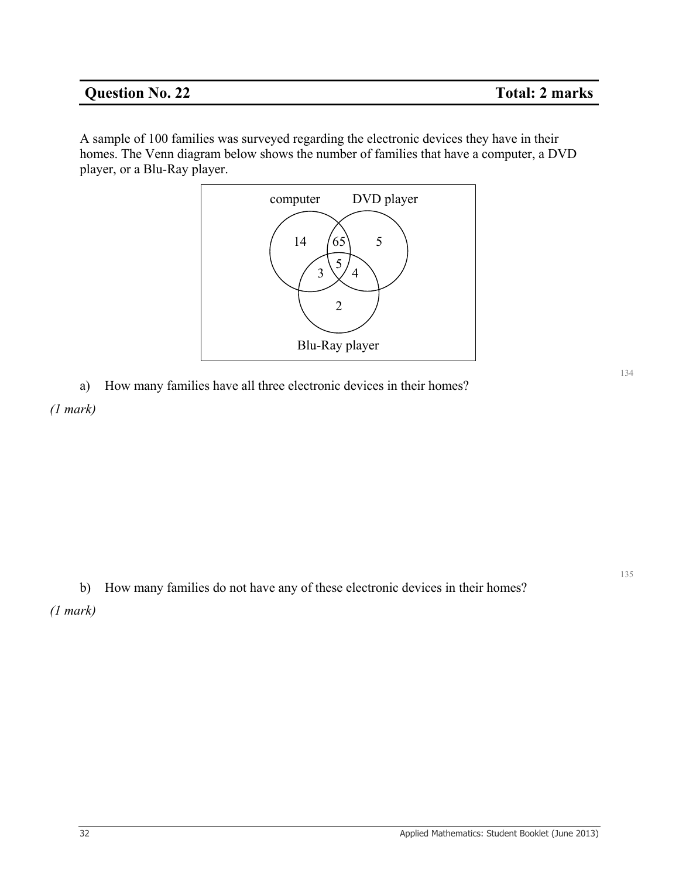## Question No. 22 Total: 2 marks

A sample of 100 families was surveyed regarding the electronic devices they have in their homes. The Venn diagram below shows the number of families that have a computer, a DVD player, or a Blu-Ray player.

computer DVD player

14 65 5

5

3 4

2

Blu-Ray player

a) How many families have all three electronic devices in their homes?

*(1 mark)*

b) How many families do not have any of these electronic devices in their homes?

*(1 mark)*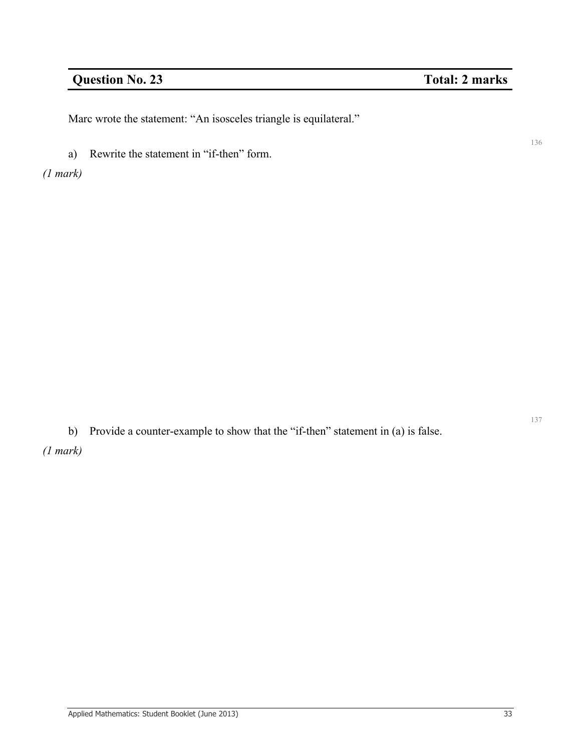## Question No. 23 — Total: 2 marks

Marc wrote the statement: "An isosceles triangle is equilateral."

a) Rewrite the statement in "if-then" form.

*(1 mark)*

b) Provide a counter-example to show that the "if-then" statement in (a) is false.

*(1 mark)*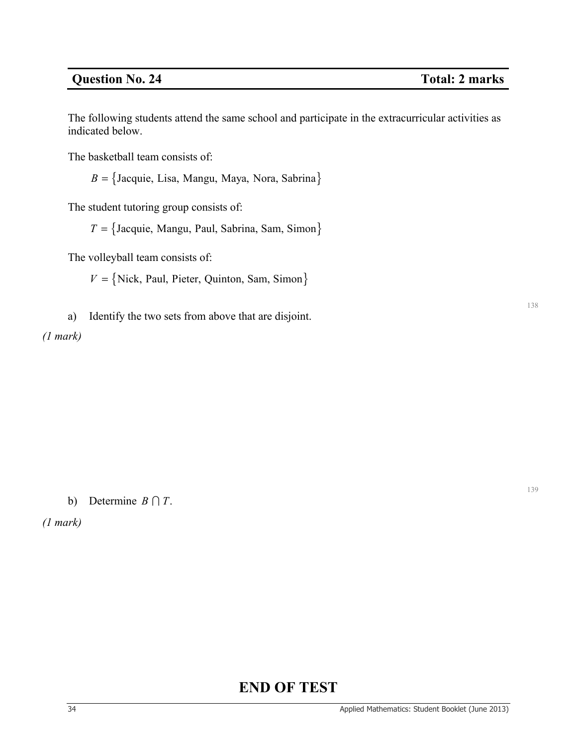## Question No. 24 — Total: 2 marks

The following students attend the same school and participate in the extracurricular activities as indicated below.

The basketball team consists of:

$B = \{\text{Jacquie, Lisa, Mangu, Maya, Nora, Sabrina}\}$

The student tutoring group consists of:

$T = \{\text{Jacquie, Mangu, Paul, Sabrina, Sam, Simon}\}$

The volleyball team consists of:

$V = \{\text{Nick, Paul, Pieter, Quinton, Sam, Simon}\}$

a) Identify the two sets from above that are disjoint.

*(1 mark)*

b) Determine $B \cap T$.

*(1 mark)*

# END OF TEST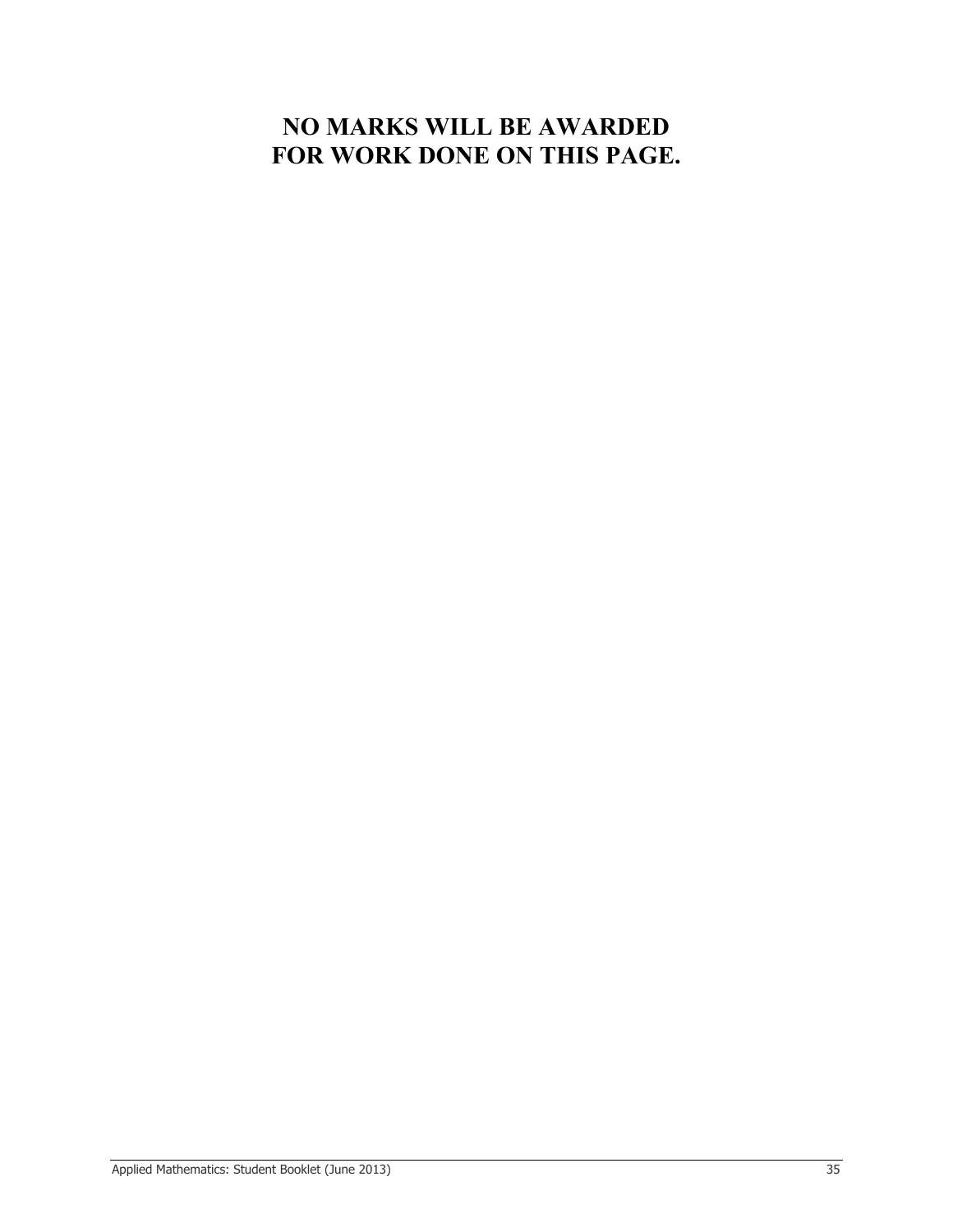**NO MARKS WILL BE AWARDED FOR WORK DONE ON THIS PAGE.**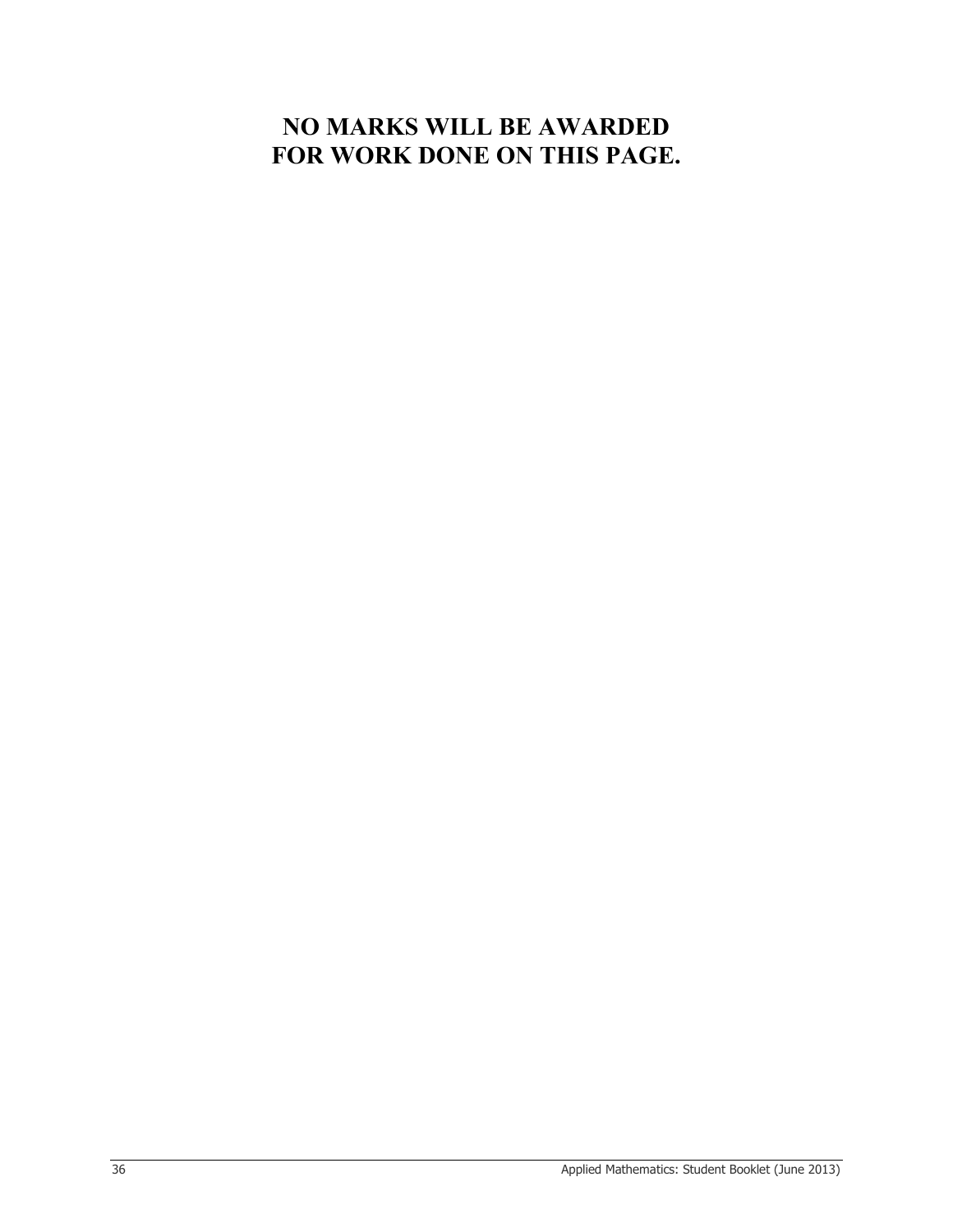**NO MARKS WILL BE AWARDED
FOR WORK DONE ON THIS PAGE.**